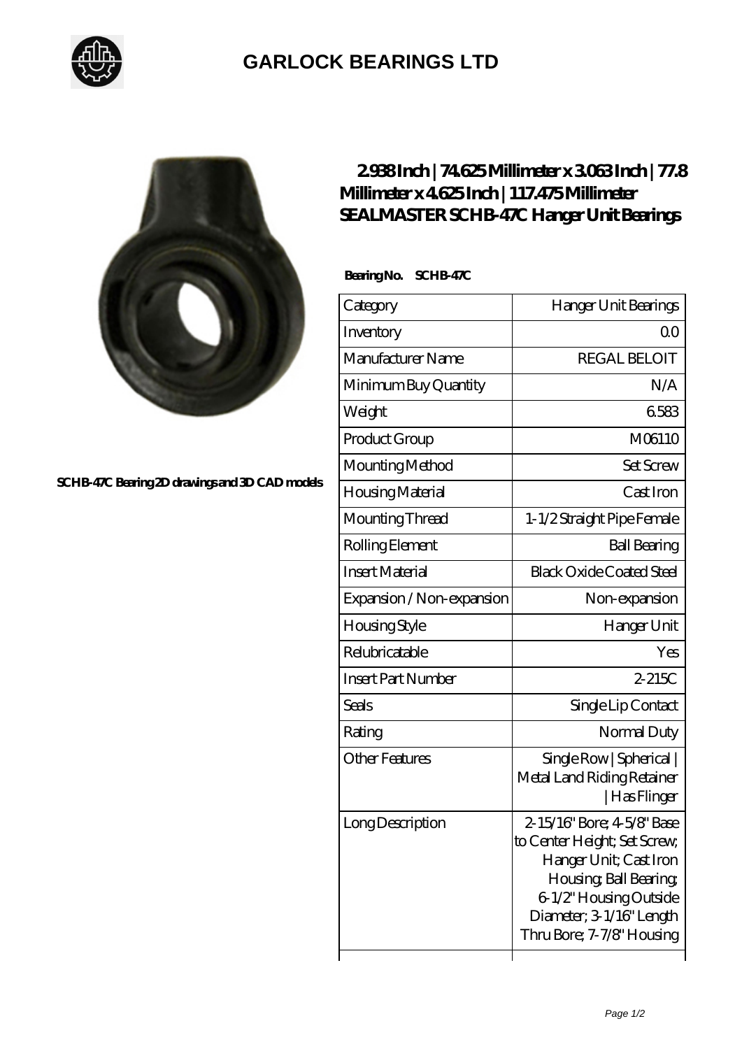# GARLOCK BEARINGS LTD

SCHB-47C Bearing 2D drawings and 3D CAD models

## 2.938 Inch | 74.625 Millimeter x 3.063 Inch | 77.8 Millimeter x 4.625 Inch | 117.475 Millimeter SEALMASTER SCHB-47C Hanger Unit Bearings

**Bearing No. SCHB-47C**

| Category | Hanger Unit Bearings |
|---|---|
| Inventory | 0.0 |
| Manufacturer Name | REGAL BELOIT |
| Minimum Buy Quantity | N/A |
| Weight | 6.583 |
| Product Group | M06110 |
| Mounting Method | Set Screw |
| Housing Material | Cast Iron |
| Mounting Thread | 1-1/2 Straight Pipe Female |
| Rolling Element | Ball Bearing |
| Insert Material | Black Oxide Coated Steel |
| Expansion / Non-expansion | Non-expansion |
| Housing Style | Hanger Unit |
| Relubricatable | Yes |
| Insert Part Number | 2-215C |
| Seals | Single Lip Contact |
| Rating | Normal Duty |
| Other Features | Single Row \| Spherical \| Metal Land Riding Retainer \| Has Flinger |
| Long Description | 2-15/16" Bore; 4-5/8" Base to Center Height; Set Screw; Hanger Unit; Cast Iron Housing; Ball Bearing; 6-1/2" Housing Outside Diameter; 3-1/16" Length Thru Bore; 7-7/8" Housing |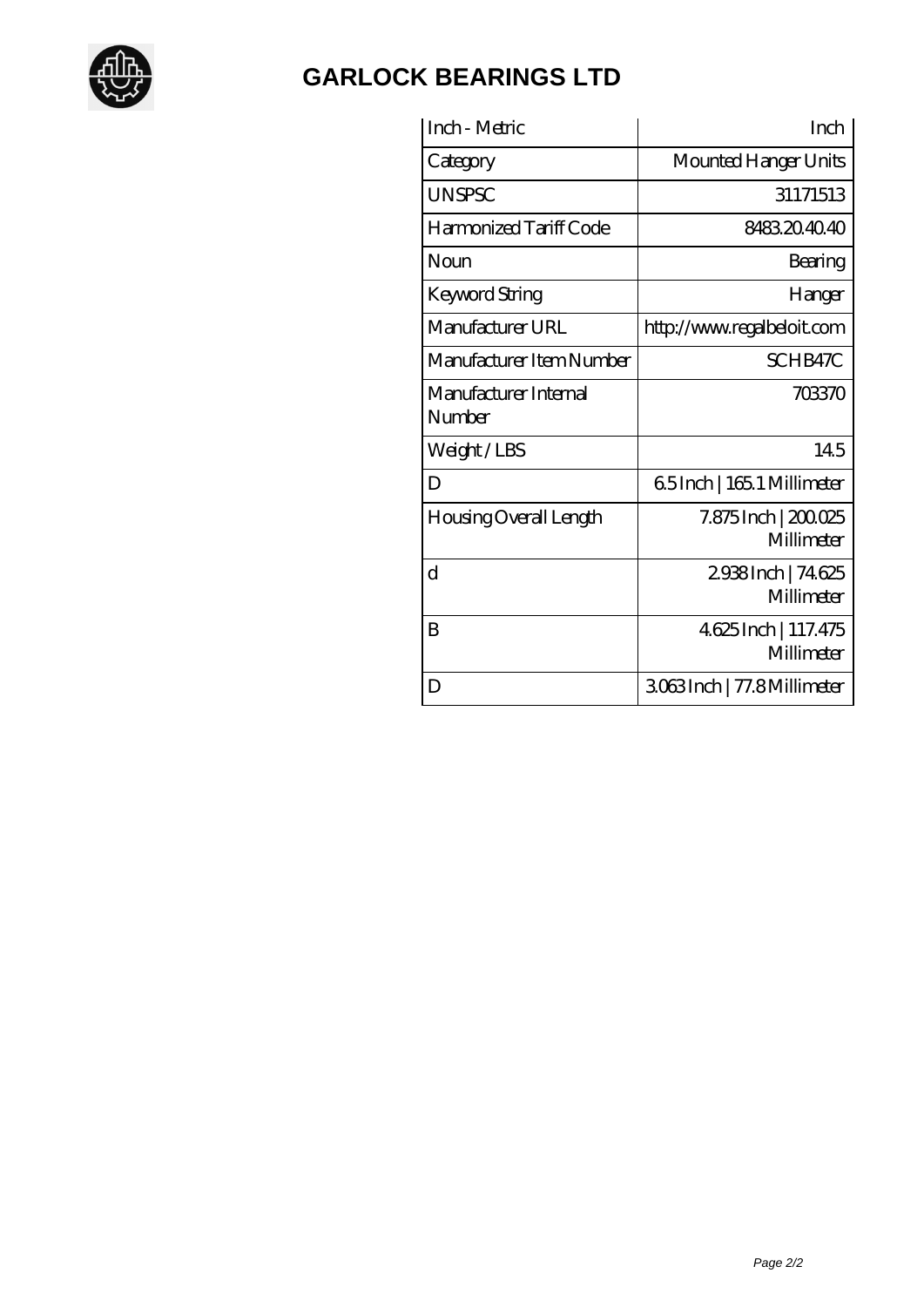# GARLOCK BEARINGS LTD

| | |
|---|---|
| Inch - Metric | Inch |
| Category | Mounted Hanger Units |
| UNSPSC | 31171513 |
| Harmonized Tariff Code | 8483.20.40.40 |
| Noun | Bearing |
| Keyword String | Hanger |
| Manufacturer URL | http://www.regalbeloit.com |
| Manufacturer Item Number | SCHB47C |
| Manufacturer Internal Number | 703370 |
| Weight / LBS | 14.5 |
| D | 6.5 Inch \| 165.1 Millimeter |
| Housing Overall Length | 7.875 Inch \| 200.025 Millimeter |
| d | 2.938 Inch \| 74.625 Millimeter |
| B | 4.625 Inch \| 117.475 Millimeter |
| D | 3.063 Inch \| 77.8 Millimeter |